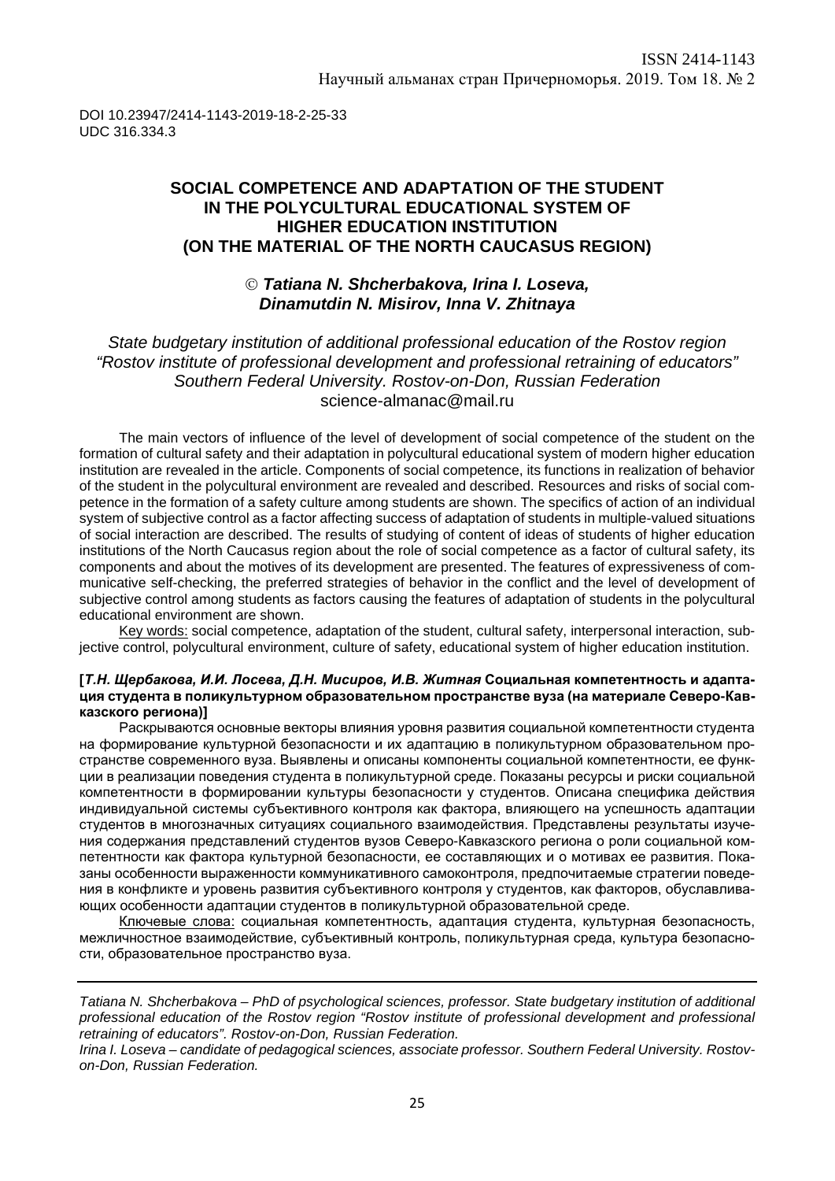DOI 10.23947/2414-1143-2019-18-2-25-33
UDC 316.334.3

# SOCIAL COMPETENCE AND ADAPTATION OF THE STUDENT IN THE POLYCULTURAL EDUCATIONAL SYSTEM OF HIGHER EDUCATION INSTITUTION (ON THE MATERIAL OF THE NORTH CAUCASUS REGION)

© ***Tatiana N. Shcherbakova, Irina I. Loseva, Dinamutdin N. Misirov, Inna V. Zhitnaya***

*State budgetary institution of additional professional education of the Rostov region "Rostov institute of professional development and professional retraining of educators" Southern Federal University. Rostov-on-Don, Russian Federation*
science-almanac@mail.ru

The main vectors of influence of the level of development of social competence of the student on the formation of cultural safety and their adaptation in polycultural educational system of modern higher education institution are revealed in the article. Components of social competence, its functions in realization of behavior of the student in the polycultural environment are revealed and described. Resources and risks of social competence in the formation of a safety culture among students are shown. The specifics of action of an individual system of subjective control as a factor affecting success of adaptation of students in multiple-valued situations of social interaction are described. The results of studying of content of ideas of students of higher education institutions of the North Caucasus region about the role of social competence as a factor of cultural safety, its components and about the motives of its development are presented. The features of expressiveness of communicative self-checking, the preferred strategies of behavior in the conflict and the level of development of subjective control among students as factors causing the features of adaptation of students in the polycultural educational environment are shown.

Key words: social competence, adaptation of the student, cultural safety, interpersonal interaction, subjective control, polycultural environment, culture of safety, educational system of higher education institution.

**[*Т.Н. Щербакова, И.И. Лосева, Д.Н. Мисиров, И.В. Житная* Социальная компетентность и адаптация студента в поликультурном образовательном пространстве вуза (на материале Северо-Кавказского региона)]**

Раскрываются основные векторы влияния уровня развития социальной компетентности студента на формирование культурной безопасности и их адаптацию в поликультурном образовательном пространстве современного вуза. Выявлены и описаны компоненты социальной компетентности, ее функции в реализации поведения студента в поликультурной среде. Показаны ресурсы и риски социальной компетентности в формировании культуры безопасности у студентов. Описана специфика действия индивидуальной системы субъективного контроля как фактора, влияющего на успешность адаптации студентов в многозначных ситуациях социального взаимодействия. Представлены результаты изучения содержания представлений студентов вузов Северо-Кавказского региона о роли социальной компетентности как фактора культурной безопасности, ее составляющих и о мотивах ее развития. Показаны особенности выраженности коммуникативного самоконтроля, предпочитаемые стратегии поведения в конфликте и уровень развития субъективного контроля у студентов, как факторов, обуславливающих особенности адаптации студентов в поликультурной образовательной среде.

Ключевые слова: социальная компетентность, адаптация студента, культурная безопасность, межличностное взаимодействие, субъективный контроль, поликультурная среда, культура безопасности, образовательное пространство вуза.

---

*Tatiana N. Shcherbakova – PhD of psychological sciences, professor. State budgetary institution of additional professional education of the Rostov region "Rostov institute of professional development and professional retraining of educators". Rostov-on-Don, Russian Federation.*

*Irina I. Loseva – candidate of pedagogical sciences, associate professor. Southern Federal University. Rostov-on-Don, Russian Federation.*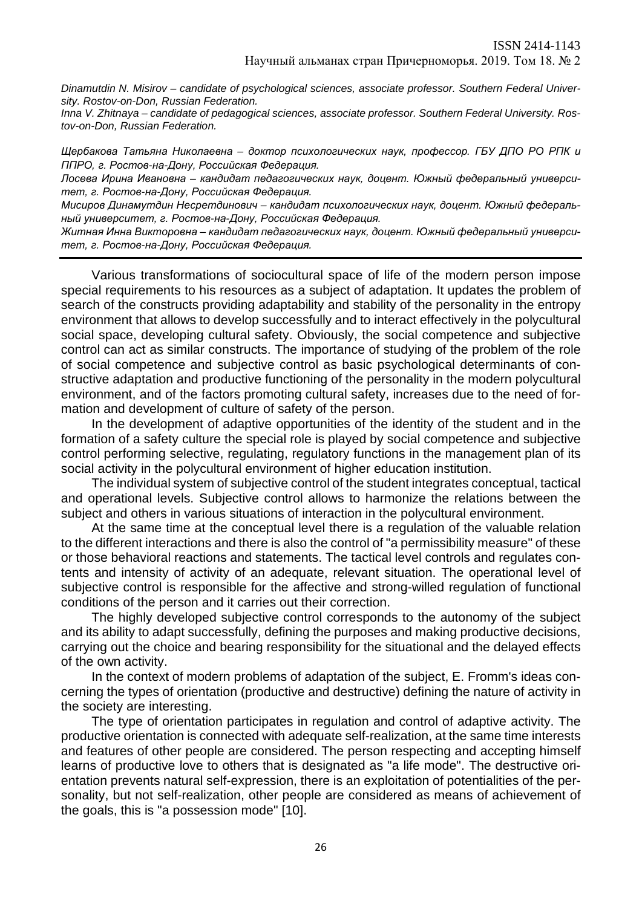*Dinamutdin N. Misirov – candidate of psychological sciences, associate professor. Southern Federal University. Rostov-on-Don, Russian Federation.*
*Inna V. Zhitnaya – candidate of pedagogical sciences, associate professor. Southern Federal University. Rostov-on-Don, Russian Federation.*

*Щербакова Татьяна Николаевна – доктор психологических наук, профессор. ГБУ ДПО РО РПК и ППРО, г. Ростов-на-Дону, Российская Федерация.*
*Лосева Ирина Ивановна – кандидат педагогических наук, доцент. Южный федеральный университет, г. Ростов-на-Дону, Российская Федерация.*
*Мисиров Динамутдин Несретдинович – кандидат психологических наук, доцент. Южный федеральный университет, г. Ростов-на-Дону, Российская Федерация.*
*Житная Инна Викторовна – кандидат педагогических наук, доцент. Южный федеральный университет, г. Ростов-на-Дону, Российская Федерация.*

---

Various transformations of sociocultural space of life of the modern person impose special requirements to his resources as a subject of adaptation. It updates the problem of search of the constructs providing adaptability and stability of the personality in the entropy environment that allows to develop successfully and to interact effectively in the polycultural social space, developing cultural safety. Obviously, the social competence and subjective control can act as similar constructs. The importance of studying of the problem of the role of social competence and subjective control as basic psychological determinants of constructive adaptation and productive functioning of the personality in the modern polycultural environment, and of the factors promoting cultural safety, increases due to the need of formation and development of culture of safety of the person.

In the development of adaptive opportunities of the identity of the student and in the formation of a safety culture the special role is played by social competence and subjective control performing selective, regulating, regulatory functions in the management plan of its social activity in the polycultural environment of higher education institution.

The individual system of subjective control of the student integrates conceptual, tactical and operational levels. Subjective control allows to harmonize the relations between the subject and others in various situations of interaction in the polycultural environment.

At the same time at the conceptual level there is a regulation of the valuable relation to the different interactions and there is also the control of "a permissibility measure" of these or those behavioral reactions and statements. The tactical level controls and regulates contents and intensity of activity of an adequate, relevant situation. The operational level of subjective control is responsible for the affective and strong-willed regulation of functional conditions of the person and it carries out their correction.

The highly developed subjective control corresponds to the autonomy of the subject and its ability to adapt successfully, defining the purposes and making productive decisions, carrying out the choice and bearing responsibility for the situational and the delayed effects of the own activity.

In the context of modern problems of adaptation of the subject, E. Fromm's ideas concerning the types of orientation (productive and destructive) defining the nature of activity in the society are interesting.

The type of orientation participates in regulation and control of adaptive activity. The productive orientation is connected with adequate self-realization, at the same time interests and features of other people are considered. The person respecting and accepting himself learns of productive love to others that is designated as "a life mode". The destructive orientation prevents natural self-expression, there is an exploitation of potentialities of the personality, but not self-realization, other people are considered as means of achievement of the goals, this is "a possession mode" [10].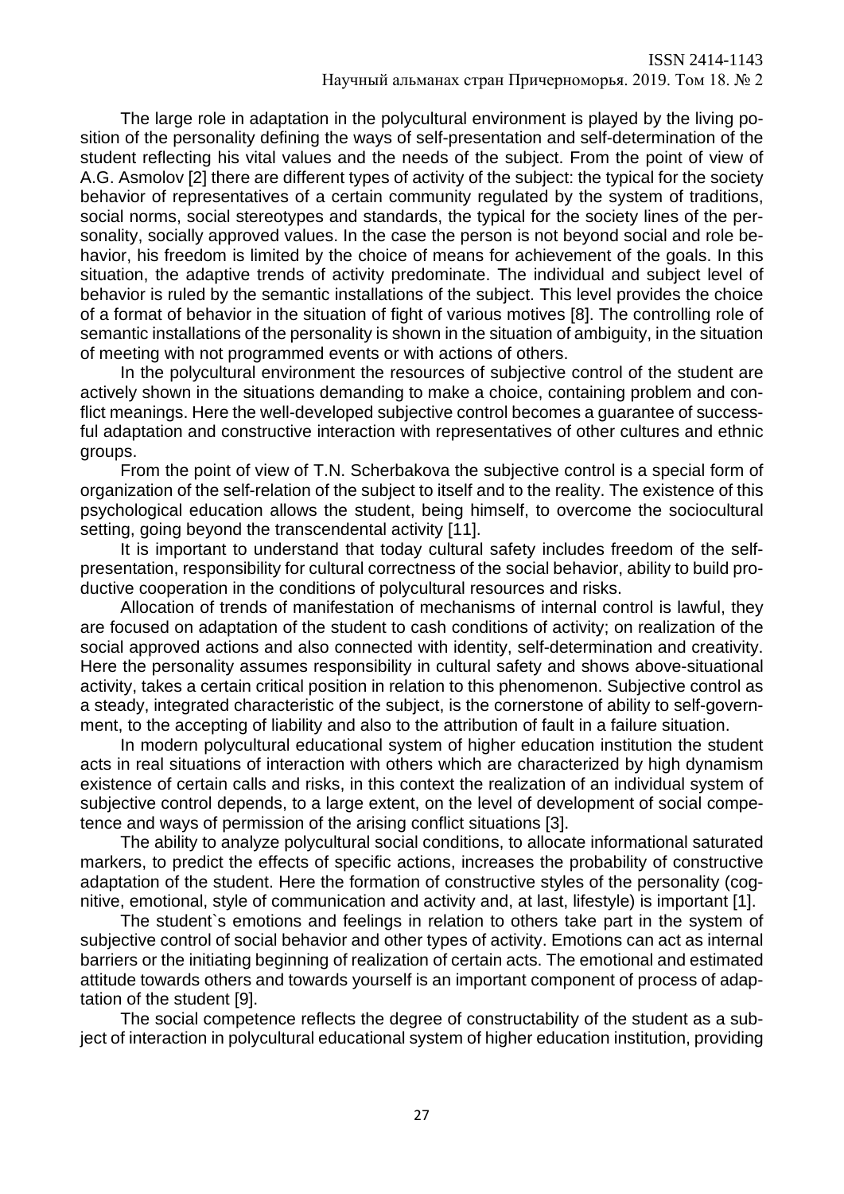The large role in adaptation in the polycultural environment is played by the living position of the personality defining the ways of self-presentation and self-determination of the student reflecting his vital values and the needs of the subject. From the point of view of A.G. Asmolov [2] there are different types of activity of the subject: the typical for the society behavior of representatives of a certain community regulated by the system of traditions, social norms, social stereotypes and standards, the typical for the society lines of the personality, socially approved values. In the case the person is not beyond social and role behavior, his freedom is limited by the choice of means for achievement of the goals. In this situation, the adaptive trends of activity predominate. The individual and subject level of behavior is ruled by the semantic installations of the subject. This level provides the choice of a format of behavior in the situation of fight of various motives [8]. The controlling role of semantic installations of the personality is shown in the situation of ambiguity, in the situation of meeting with not programmed events or with actions of others.

In the polycultural environment the resources of subjective control of the student are actively shown in the situations demanding to make a choice, containing problem and conflict meanings. Here the well-developed subjective control becomes a guarantee of successful adaptation and constructive interaction with representatives of other cultures and ethnic groups.

From the point of view of T.N. Scherbakova the subjective control is a special form of organization of the self-relation of the subject to itself and to the reality. The existence of this psychological education allows the student, being himself, to overcome the sociocultural setting, going beyond the transcendental activity [11].

It is important to understand that today cultural safety includes freedom of the self-presentation, responsibility for cultural correctness of the social behavior, ability to build productive cooperation in the conditions of polycultural resources and risks.

Allocation of trends of manifestation of mechanisms of internal control is lawful, they are focused on adaptation of the student to cash conditions of activity; on realization of the social approved actions and also connected with identity, self-determination and creativity. Here the personality assumes responsibility in cultural safety and shows above-situational activity, takes a certain critical position in relation to this phenomenon. Subjective control as a steady, integrated characteristic of the subject, is the cornerstone of ability to self-government, to the accepting of liability and also to the attribution of fault in a failure situation.

In modern polycultural educational system of higher education institution the student acts in real situations of interaction with others which are characterized by high dynamism existence of certain calls and risks, in this context the realization of an individual system of subjective control depends, to a large extent, on the level of development of social competence and ways of permission of the arising conflict situations [3].

The ability to analyze polycultural social conditions, to allocate informational saturated markers, to predict the effects of specific actions, increases the probability of constructive adaptation of the student. Here the formation of constructive styles of the personality (cognitive, emotional, style of communication and activity and, at last, lifestyle) is important [1].

The student`s emotions and feelings in relation to others take part in the system of subjective control of social behavior and other types of activity. Emotions can act as internal barriers or the initiating beginning of realization of certain acts. The emotional and estimated attitude towards others and towards yourself is an important component of process of adaptation of the student [9].

The social competence reflects the degree of constructability of the student as a subject of interaction in polycultural educational system of higher education institution, providing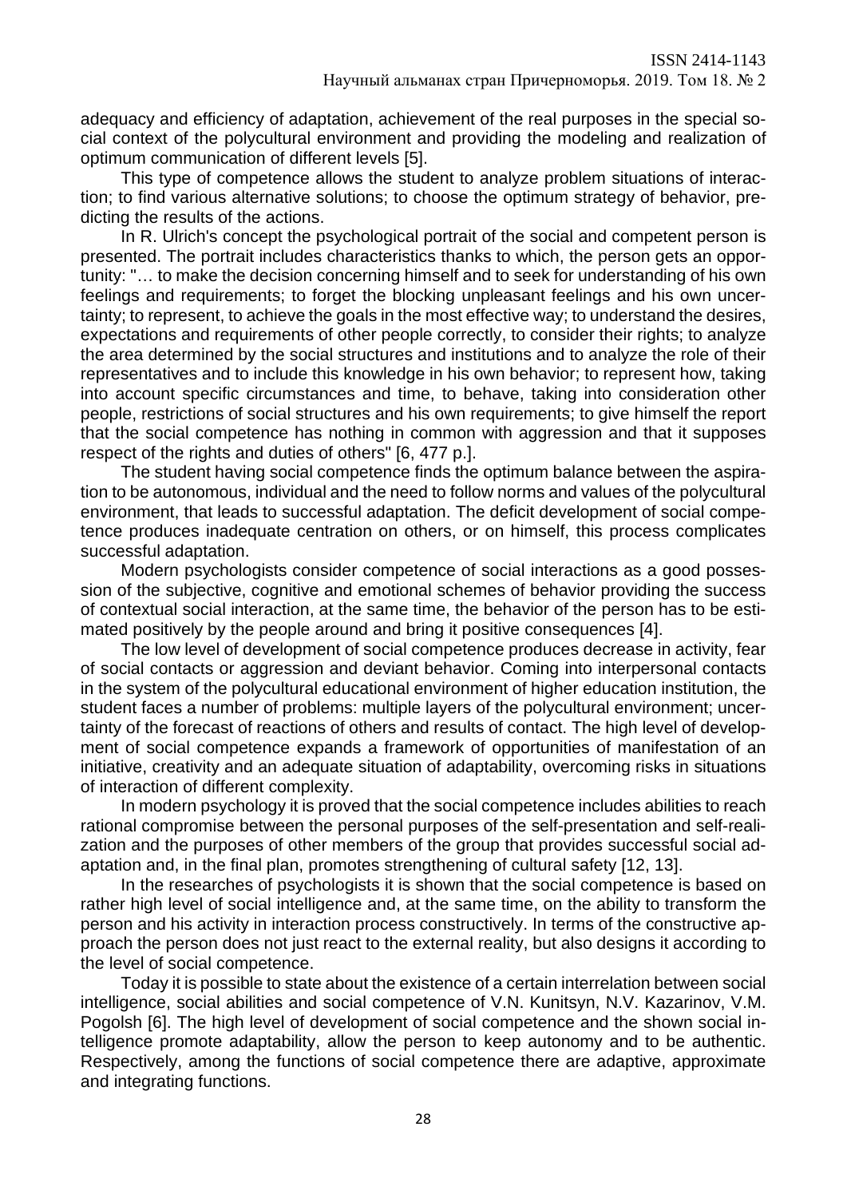adequacy and efficiency of adaptation, achievement of the real purposes in the special social context of the polycultural environment and providing the modeling and realization of optimum communication of different levels [5].

This type of competence allows the student to analyze problem situations of interaction; to find various alternative solutions; to choose the optimum strategy of behavior, predicting the results of the actions.

In R. Ulrich's concept the psychological portrait of the social and competent person is presented. The portrait includes characteristics thanks to which, the person gets an opportunity: "… to make the decision concerning himself and to seek for understanding of his own feelings and requirements; to forget the blocking unpleasant feelings and his own uncertainty; to represent, to achieve the goals in the most effective way; to understand the desires, expectations and requirements of other people correctly, to consider their rights; to analyze the area determined by the social structures and institutions and to analyze the role of their representatives and to include this knowledge in his own behavior; to represent how, taking into account specific circumstances and time, to behave, taking into consideration other people, restrictions of social structures and his own requirements; to give himself the report that the social competence has nothing in common with aggression and that it supposes respect of the rights and duties of others" [6, 477 p.].

The student having social competence finds the optimum balance between the aspiration to be autonomous, individual and the need to follow norms and values of the polycultural environment, that leads to successful adaptation. The deficit development of social competence produces inadequate centration on others, or on himself, this process complicates successful adaptation.

Modern psychologists consider competence of social interactions as a good possession of the subjective, cognitive and emotional schemes of behavior providing the success of contextual social interaction, at the same time, the behavior of the person has to be estimated positively by the people around and bring it positive consequences [4].

The low level of development of social competence produces decrease in activity, fear of social contacts or aggression and deviant behavior. Coming into interpersonal contacts in the system of the polycultural educational environment of higher education institution, the student faces a number of problems: multiple layers of the polycultural environment; uncertainty of the forecast of reactions of others and results of contact. The high level of development of social competence expands a framework of opportunities of manifestation of an initiative, creativity and an adequate situation of adaptability, overcoming risks in situations of interaction of different complexity.

In modern psychology it is proved that the social competence includes abilities to reach rational compromise between the personal purposes of the self-presentation and self-realization and the purposes of other members of the group that provides successful social adaptation and, in the final plan, promotes strengthening of cultural safety [12, 13].

In the researches of psychologists it is shown that the social competence is based on rather high level of social intelligence and, at the same time, on the ability to transform the person and his activity in interaction process constructively. In terms of the constructive approach the person does not just react to the external reality, but also designs it according to the level of social competence.

Today it is possible to state about the existence of a certain interrelation between social intelligence, social abilities and social competence of V.N. Kunitsyn, N.V. Kazarinov, V.M. Pogolsh [6]. The high level of development of social competence and the shown social intelligence promote adaptability, allow the person to keep autonomy and to be authentic. Respectively, among the functions of social competence there are adaptive, approximate and integrating functions.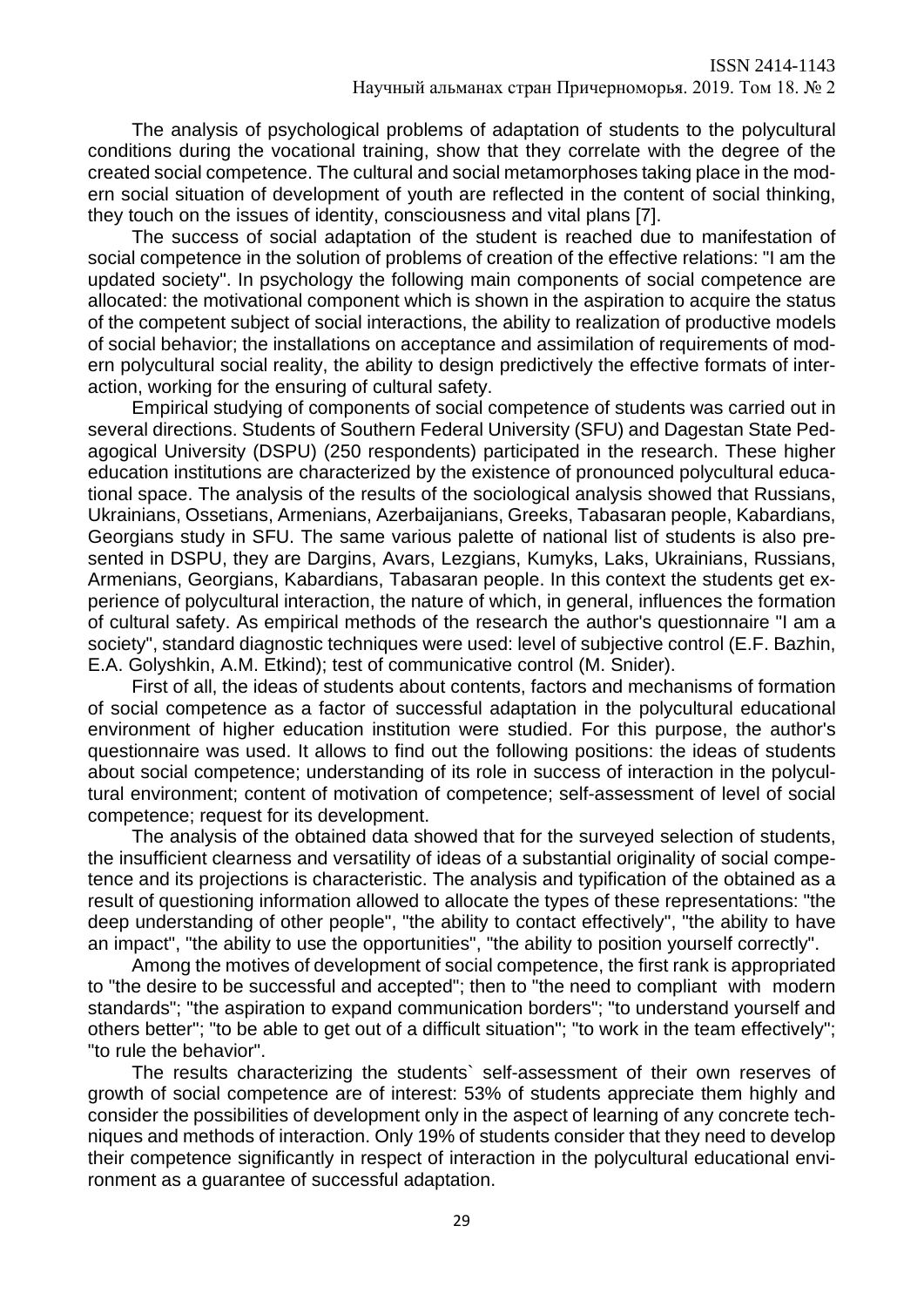The analysis of psychological problems of adaptation of students to the polycultural conditions during the vocational training, show that they correlate with the degree of the created social competence. The cultural and social metamorphoses taking place in the modern social situation of development of youth are reflected in the content of social thinking, they touch on the issues of identity, consciousness and vital plans [7].

The success of social adaptation of the student is reached due to manifestation of social competence in the solution of problems of creation of the effective relations: "I am the updated society". In psychology the following main components of social competence are allocated: the motivational component which is shown in the aspiration to acquire the status of the competent subject of social interactions, the ability to realization of productive models of social behavior; the installations on acceptance and assimilation of requirements of modern polycultural social reality, the ability to design predictively the effective formats of interaction, working for the ensuring of cultural safety.

Empirical studying of components of social competence of students was carried out in several directions. Students of Southern Federal University (SFU) and Dagestan State Pedagogical University (DSPU) (250 respondents) participated in the research. These higher education institutions are characterized by the existence of pronounced polycultural educational space. The analysis of the results of the sociological analysis showed that Russians, Ukrainians, Ossetians, Armenians, Azerbaijanians, Greeks, Tabasaran people, Kabardians, Georgians study in SFU. The same various palette of national list of students is also presented in DSPU, they are Dargins, Avars, Lezgians, Kumyks, Laks, Ukrainians, Russians, Armenians, Georgians, Kabardians, Tabasaran people. In this context the students get experience of polycultural interaction, the nature of which, in general, influences the formation of cultural safety. As empirical methods of the research the author's questionnaire "I am a society", standard diagnostic techniques were used: level of subjective control (E.F. Bazhin, E.A. Golyshkin, A.M. Etkind); test of communicative control (M. Snider).

First of all, the ideas of students about contents, factors and mechanisms of formation of social competence as a factor of successful adaptation in the polycultural educational environment of higher education institution were studied. For this purpose, the author's questionnaire was used. It allows to find out the following positions: the ideas of students about social competence; understanding of its role in success of interaction in the polycultural environment; content of motivation of competence; self-assessment of level of social competence; request for its development.

The analysis of the obtained data showed that for the surveyed selection of students, the insufficient clearness and versatility of ideas of a substantial originality of social competence and its projections is characteristic. The analysis and typification of the obtained as a result of questioning information allowed to allocate the types of these representations: "the deep understanding of other people", "the ability to contact effectively", "the ability to have an impact", "the ability to use the opportunities", "the ability to position yourself correctly".

Among the motives of development of social competence, the first rank is appropriated to "the desire to be successful and accepted"; then to "the need to compliant with modern standards"; "the aspiration to expand communication borders"; "to understand yourself and others better"; "to be able to get out of a difficult situation"; "to work in the team effectively"; "to rule the behavior".

The results characterizing the students` self-assessment of their own reserves of growth of social competence are of interest: 53% of students appreciate them highly and consider the possibilities of development only in the aspect of learning of any concrete techniques and methods of interaction. Only 19% of students consider that they need to develop their competence significantly in respect of interaction in the polycultural educational environment as a guarantee of successful adaptation.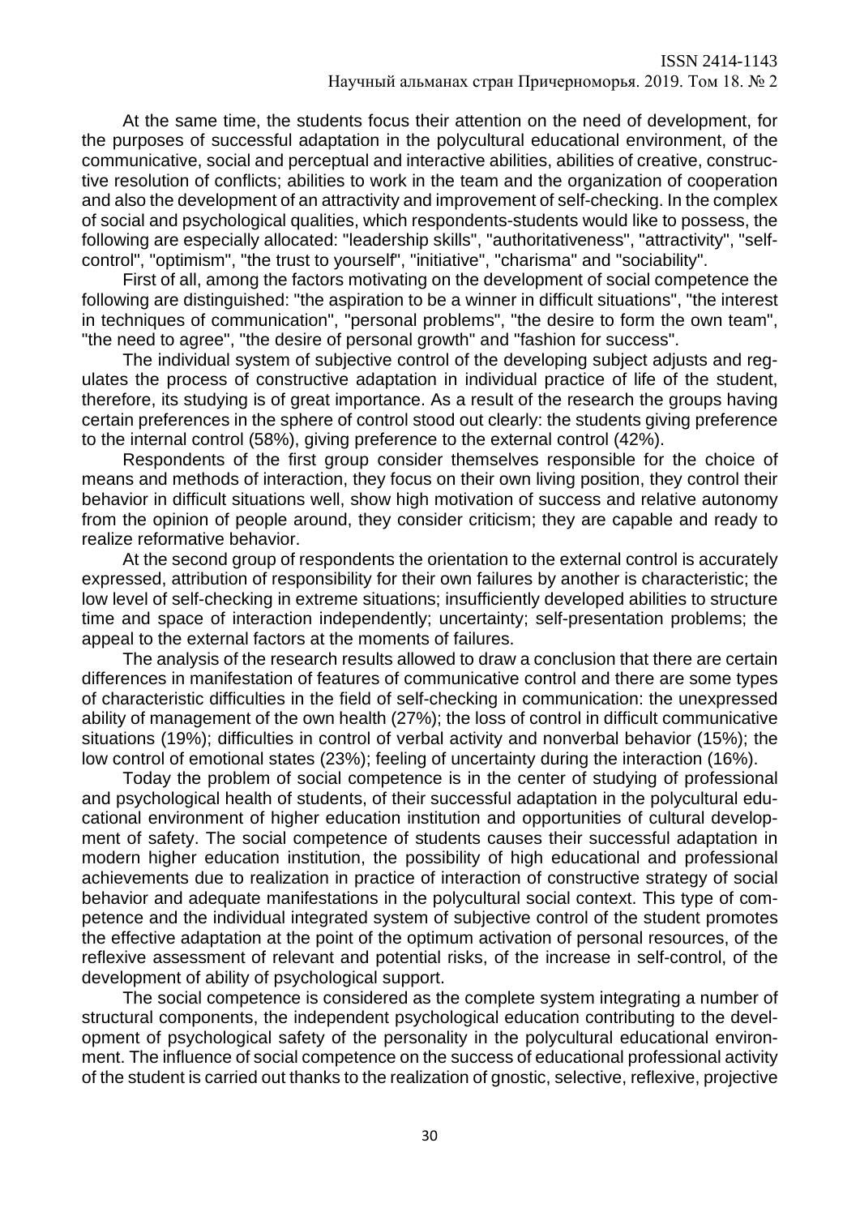At the same time, the students focus their attention on the need of development, for the purposes of successful adaptation in the polycultural educational environment, of the communicative, social and perceptual and interactive abilities, abilities of creative, constructive resolution of conflicts; abilities to work in the team and the organization of cooperation and also the development of an attractivity and improvement of self-checking. In the complex of social and psychological qualities, which respondents-students would like to possess, the following are especially allocated: "leadership skills", "authoritativeness", "attractivity", "self-control", "optimism", "the trust to yourself", "initiative", "charisma" and "sociability".

First of all, among the factors motivating on the development of social competence the following are distinguished: "the aspiration to be a winner in difficult situations", "the interest in techniques of communication", "personal problems", "the desire to form the own team", "the need to agree", "the desire of personal growth" and "fashion for success".

The individual system of subjective control of the developing subject adjusts and regulates the process of constructive adaptation in individual practice of life of the student, therefore, its studying is of great importance. As a result of the research the groups having certain preferences in the sphere of control stood out clearly: the students giving preference to the internal control (58%), giving preference to the external control (42%).

Respondents of the first group consider themselves responsible for the choice of means and methods of interaction, they focus on their own living position, they control their behavior in difficult situations well, show high motivation of success and relative autonomy from the opinion of people around, they consider criticism; they are capable and ready to realize reformative behavior.

At the second group of respondents the orientation to the external control is accurately expressed, attribution of responsibility for their own failures by another is characteristic; the low level of self-checking in extreme situations; insufficiently developed abilities to structure time and space of interaction independently; uncertainty; self-presentation problems; the appeal to the external factors at the moments of failures.

The analysis of the research results allowed to draw a conclusion that there are certain differences in manifestation of features of communicative control and there are some types of characteristic difficulties in the field of self-checking in communication: the unexpressed ability of management of the own health (27%); the loss of control in difficult communicative situations (19%); difficulties in control of verbal activity and nonverbal behavior (15%); the low control of emotional states (23%); feeling of uncertainty during the interaction (16%).

Today the problem of social competence is in the center of studying of professional and psychological health of students, of their successful adaptation in the polycultural educational environment of higher education institution and opportunities of cultural development of safety. The social competence of students causes their successful adaptation in modern higher education institution, the possibility of high educational and professional achievements due to realization in practice of interaction of constructive strategy of social behavior and adequate manifestations in the polycultural social context. This type of competence and the individual integrated system of subjective control of the student promotes the effective adaptation at the point of the optimum activation of personal resources, of the reflexive assessment of relevant and potential risks, of the increase in self-control, of the development of ability of psychological support.

The social competence is considered as the complete system integrating a number of structural components, the independent psychological education contributing to the development of psychological safety of the personality in the polycultural educational environment. The influence of social competence on the success of educational professional activity of the student is carried out thanks to the realization of gnostic, selective, reflexive, projective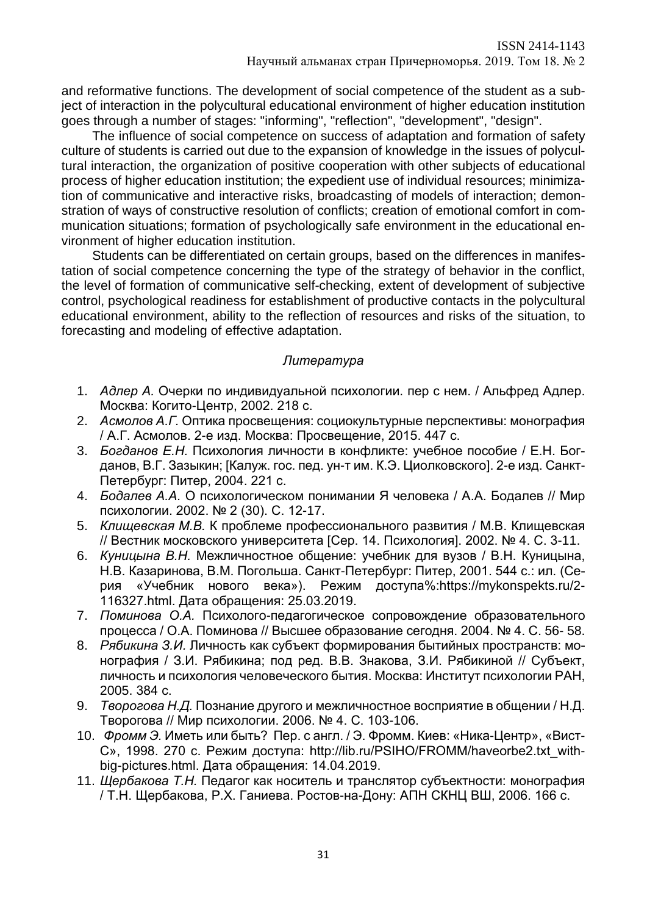and reformative functions. The development of social competence of the student as a subject of interaction in the polycultural educational environment of higher education institution goes through a number of stages: "informing", "reflection", "development", "design".

The influence of social competence on success of adaptation and formation of safety culture of students is carried out due to the expansion of knowledge in the issues of polycultural interaction, the organization of positive cooperation with other subjects of educational process of higher education institution; the expedient use of individual resources; minimization of communicative and interactive risks, broadcasting of models of interaction; demonstration of ways of constructive resolution of conflicts; creation of emotional comfort in communication situations; formation of psychologically safe environment in the educational environment of higher education institution.

Students can be differentiated on certain groups, based on the differences in manifestation of social competence concerning the type of the strategy of behavior in the conflict, the level of formation of communicative self-checking, extent of development of subjective control, psychological readiness for establishment of productive contacts in the polycultural educational environment, ability to the reflection of resources and risks of the situation, to forecasting and modeling of effective adaptation.

*Литература*

1. *Адлер А.* Очерки по индивидуальной психологии. пер с нем. / Альфред Адлер. Москва: Когито-Центр, 2002. 218 с.
2. *Асмолов А.Г.* Оптика просвещения: социокультурные перспективы: монография / А.Г. Асмолов. 2-е изд. Москва: Просвещение, 2015. 447 с.
3. *Богданов Е.Н.* Психология личности в конфликте: учебное пособие / Е.Н. Богданов, В.Г. Зазыкин; [Калуж. гос. пед. ун-т им. К.Э. Циолковского]. 2-е изд. Санкт-Петербург: Питер, 2004. 221 с.
4. *Бодалев А.А.* О психологическом понимании Я человека / А.А. Бодалев // Мир психологии. 2002. № 2 (30). С. 12-17.
5. *Клищевская М.В.* К проблеме профессионального развития / М.В. Клищевская // Вестник московского университета [Сер. 14. Психология]. 2002. № 4. С. 3-11.
6. *Куницына В.Н.* Межличностное общение: учебник для вузов / В.Н. Куницына, Н.В. Казаринова, В.М. Погольша. Санкт-Петербург: Питер, 2001. 544 с.: ил. (Серия «Учебник нового века»). Режим доступа%:https://mykonspekts.ru/2-116327.html. Дата обращения: 25.03.2019.
7. *Поминова О.А.* Психолого-педагогическое сопровождение образовательного процесса / О.А. Поминова // Высшее образование сегодня. 2004. № 4. С. 56- 58.
8. *Рябикина З.И.* Личность как субъект формирования бытийных пространств: монография / З.И. Рябикина; под ред. В.В. Знакова, З.И. Рябикиной // Субъект, личность и психология человеческого бытия. Москва: Институт психологии РАН, 2005. 384 с.
9. *Творогова Н.Д.* Познание другого и межличностное восприятие в общении / Н.Д. Творогова // Мир психологии. 2006. № 4. С. 103-106.
10. *Фромм Э.* Иметь или быть? Пер. с англ. / Э. Фромм. Киев: «Ника-Центр», «Вист-С», 1998. 270 с. Режим доступа: http://lib.ru/PSIHO/FROMM/haveorbe2.txt_with-big-pictures.html. Дата обращения: 14.04.2019.
11. *Щербакова Т.Н.* Педагог как носитель и транслятор субъектности: монография / Т.Н. Щербакова, Р.Х. Ганиева. Ростов-на-Дону: АПН СКНЦ ВШ, 2006. 166 с.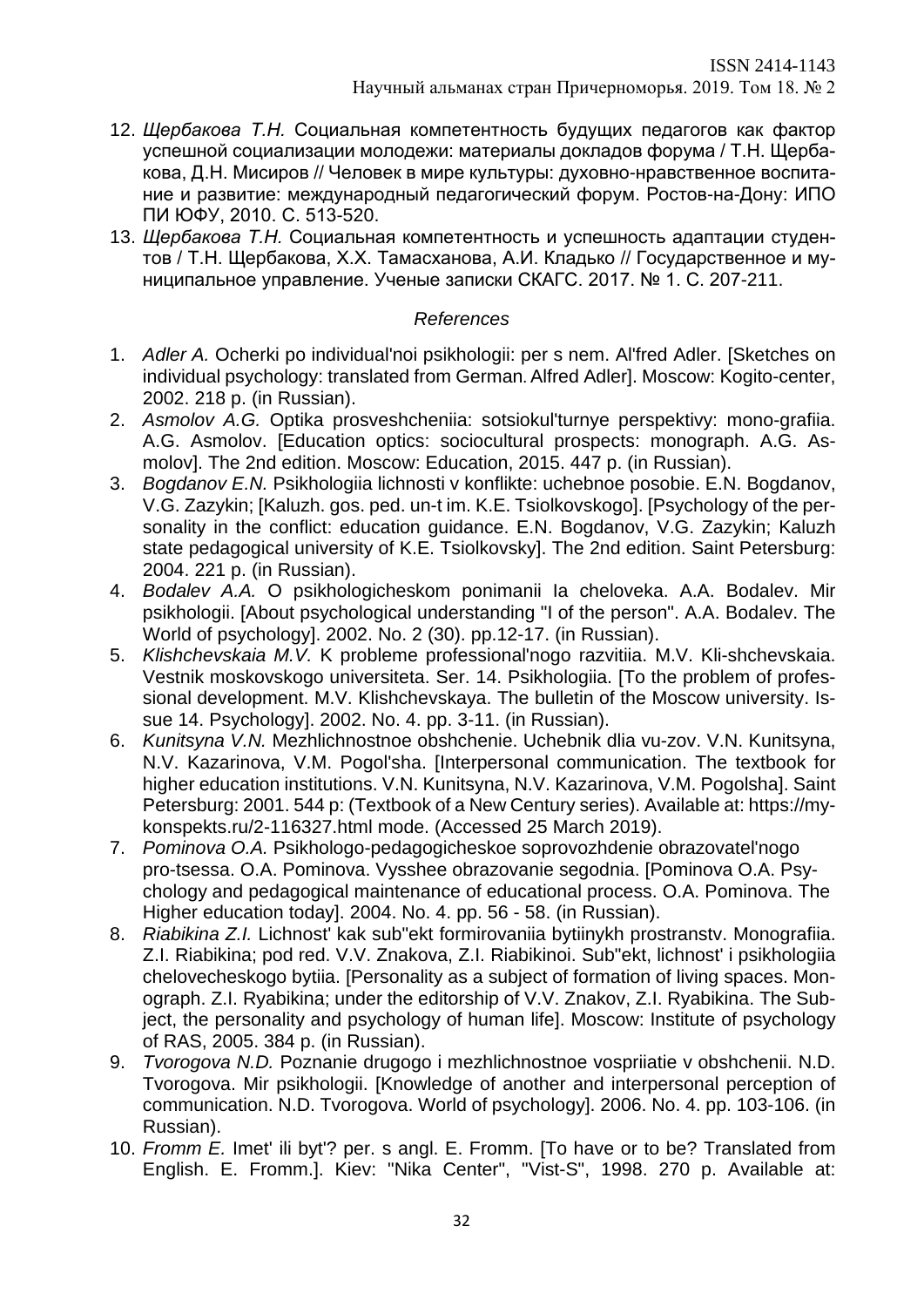12. *Щербакова Т.Н.* Социальная компетентность будущих педагогов как фактор успешной социализации молодежи: материалы докладов форума / Т.Н. Щербакова, Д.Н. Мисиров // Человек в мире культуры: духовно-нравственное воспитание и развитие: международный педагогический форум. Ростов-на-Дону: ИПО ПИ ЮФУ, 2010. С. 513-520.
13. *Щербакова Т.Н.* Социальная компетентность и успешность адаптации студентов / Т.Н. Щербакова, Х.Х. Тамасханова, А.И. Кладько // Государственное и муниципальное управление. Ученые записки СКАГС. 2017. № 1. С. 207-211.

### *References*

1. *Adler A.* Ocherki po individual'noi psikhologii: per s nem. Al'fred Adler. [Sketches on individual psychology: translated from German. Alfred Adler]. Moscow: Kogito-center, 2002. 218 p. (in Russian).
2. *Asmolov A.G.* Optika prosveshcheniia: sotsiokul'turnye perspektivy: mono-grafiia. A.G. Asmolov. [Education optics: sociocultural prospects: monograph. A.G. Asmolov]. The 2nd edition. Moscow: Education, 2015. 447 p. (in Russian).
3. *Bogdanov E.N.* Psikhologiia lichnosti v konflikte: uchebnoe posobie. E.N. Bogdanov, V.G. Zazykin; [Kaluzh. gos. ped. un-t im. K.E. Tsiolkovskogo]. [Psychology of the personality in the conflict: education guidance. E.N. Bogdanov, V.G. Zazykin; Kaluzh state pedagogical university of K.E. Tsiolkovsky]. The 2nd edition. Saint Petersburg: 2004. 221 p. (in Russian).
4. *Bodalev A.A.* O psikhologicheskom ponimanii Ia cheloveka. A.A. Bodalev. Mir psikhologii. [About psychological understanding "I of the person". A.A. Bodalev. The World of psychology]. 2002. No. 2 (30). pp.12-17. (in Russian).
5. *Klishchevskaia M.V.* K probleme professional'nogo razvitiia. M.V. Kli-shchevskaia. Vestnik moskovskogo universiteta. Ser. 14. Psikhologiia. [To the problem of professional development. M.V. Klishchevskaya. The bulletin of the Moscow university. Issue 14. Psychology]. 2002. No. 4. pp. 3-11. (in Russian).
6. *Kunitsyna V.N.* Mezhlichnostnoe obshchenie. Uchebnik dlia vu-zov. V.N. Kunitsyna, N.V. Kazarinova, V.M. Pogol'sha. [Interpersonal communication. The textbook for higher education institutions. V.N. Kunitsyna, N.V. Kazarinova, V.M. Pogolsha]. Saint Petersburg: 2001. 544 p: (Textbook of a New Century series). Available at: https://my-konspekts.ru/2-116327.html mode. (Accessed 25 March 2019).
7. *Pominova O.A.* Psikhologo-pedagogicheskoe soprovozhdenie obrazovatel'nogo pro-tsessa. O.A. Pominova. Vysshee obrazovanie segodnia. [Pominova O.A. Psychology and pedagogical maintenance of educational process. O.A. Pominova. The Higher education today]. 2004. No. 4. pp. 56 - 58. (in Russian).
8. *Riabikina Z.I.* Lichnost' kak sub"ekt formirovaniia bytiinykh prostranstv. Monografiia. Z.I. Riabikina; pod red. V.V. Znakova, Z.I. Riabikinoi. Sub"ekt, lichnost' i psikhologiia chelovecheskogo bytiia. [Personality as a subject of formation of living spaces. Monograph. Z.I. Ryabikina; under the editorship of V.V. Znakov, Z.I. Ryabikina. The Subject, the personality and psychology of human life]. Moscow: Institute of psychology of RAS, 2005. 384 p. (in Russian).
9. *Tvorogova N.D.* Poznanie drugogo i mezhlichnostnoe vospriiatie v obshchenii. N.D. Tvorogova. Mir psikhologii. [Knowledge of another and interpersonal perception of communication. N.D. Tvorogova. World of psychology]. 2006. No. 4. pp. 103-106. (in Russian).
10. *Fromm E.* Imet' ili byt'? per. s angl. E. Fromm. [To have or to be? Translated from English. E. Fromm.]. Kiev: "Nika Center", "Vist-S", 1998. 270 p. Available at: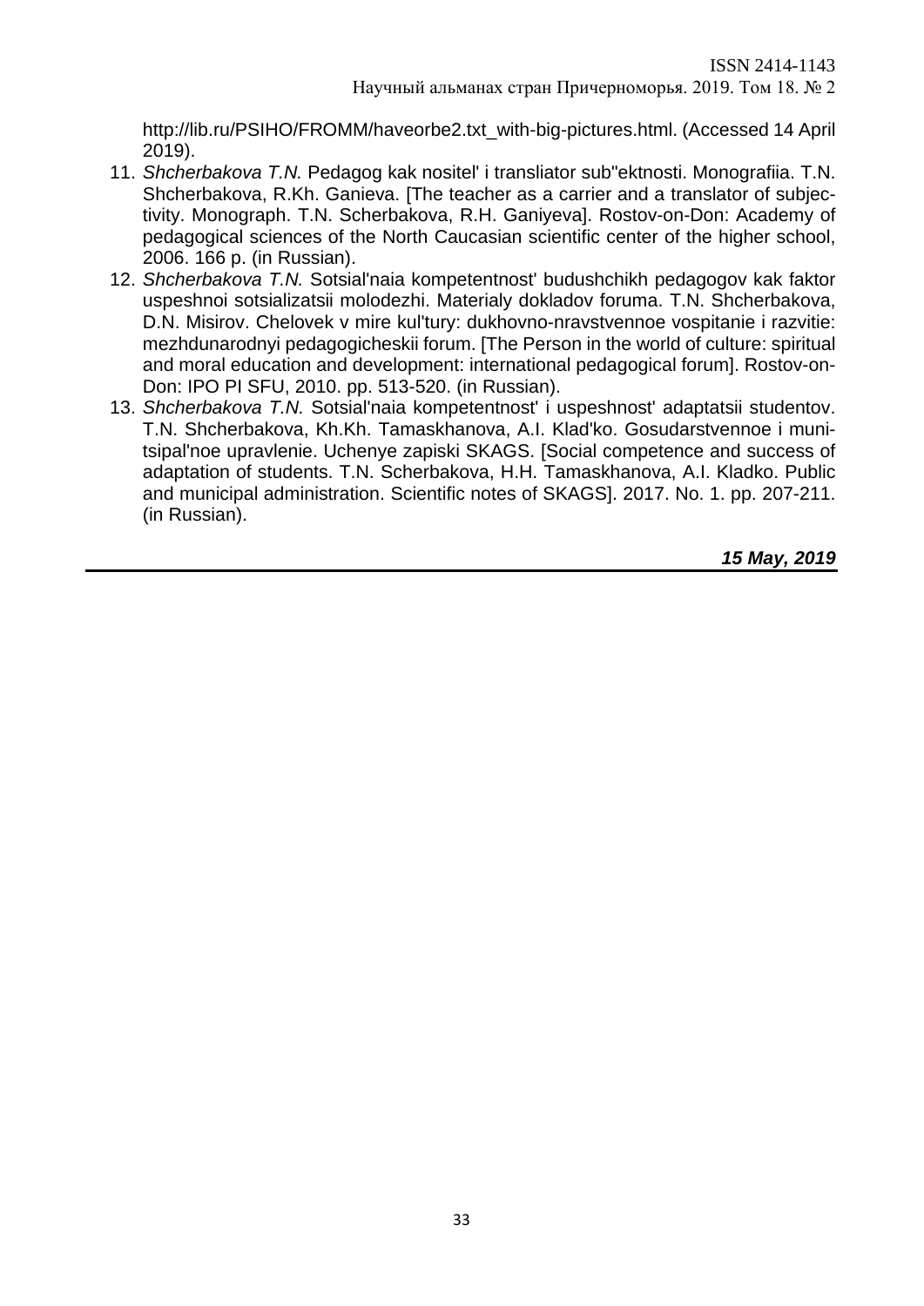http://lib.ru/PSIHO/FROMM/haveorbe2.txt_with-big-pictures.html. (Accessed 14 April 2019).

11. *Shcherbakova T.N.* Pedagog kak nositel' i transliator sub"ektnosti. Monografiia. T.N. Shcherbakova, R.Kh. Ganieva. [The teacher as a carrier and a translator of subjectivity. Monograph. T.N. Scherbakova, R.H. Ganiyeva]. Rostov-on-Don: Academy of pedagogical sciences of the North Caucasian scientific center of the higher school, 2006. 166 p. (in Russian).
12. *Shcherbakova T.N.* Sotsial'naia kompetentnost' budushchikh pedagogov kak faktor uspeshnoi sotsializatsii molodezhi. Materialy dokladov foruma. T.N. Shcherbakova, D.N. Misirov. Chelovek v mire kul'tury: dukhovno-nravstvennoe vospitanie i razvitie: mezhdunarodnyi pedagogicheskii forum. [The Person in the world of culture: spiritual and moral education and development: international pedagogical forum]. Rostov-on-Don: IPO PI SFU, 2010. pp. 513-520. (in Russian).
13. *Shcherbakova T.N.* Sotsial'naia kompetentnost' i uspeshnost' adaptatsii studentov. T.N. Shcherbakova, Kh.Kh. Tamaskhanova, A.I. Klad'ko. Gosudarstvennoe i munitsipal'noe upravlenie. Uchenye zapiski SKAGS. [Social competence and success of adaptation of students. T.N. Scherbakova, H.H. Tamaskhanova, A.I. Kladko. Public and municipal administration. Scientific notes of SKAGS]. 2017. No. 1. pp. 207-211. (in Russian).

***15 May, 2019***